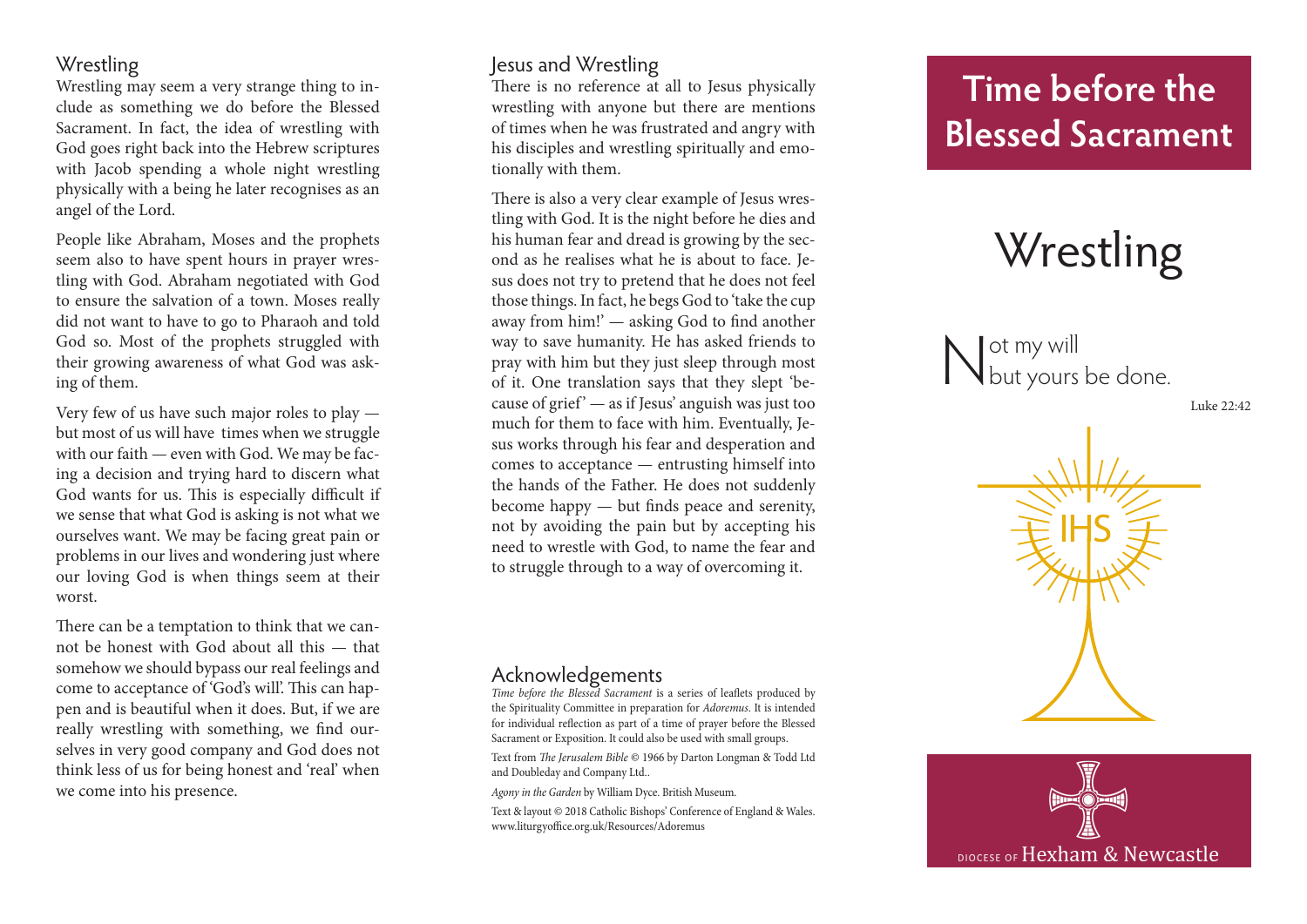## Wrestling

Wrestling may seem a very strange thing to include as something we do before the Blessed Sacrament. In fact, the idea of wrestling with God goes right back into the Hebrew scriptures with Jacob spending a whole night wrestling physically with a being he later recognises as an angel of the Lord.

People like Abraham, Moses and the prophets seem also to have spent hours in prayer wrestling with God. Abraham negotiated with God to ensure the salvation of a town. Moses really did not want to have to go to Pharaoh and told God so. Most of the prophets struggled with their growing awareness of what God was asking of them.

Very few of us have such major roles to play — but most of us will have times when we struggle with our faith — even with God. We may be facing a decision and trying hard to discern what God wants for us. This is especially difficult if we sense that what God is asking is not what we ourselves want. We may be facing great pain or problems in our lives and wondering just where our loving God is when things seem at their worst.

There can be a temptation to think that we cannot be honest with God about all this — that somehow we should bypass our real feelings and come to acceptance of 'God's will'. This can happen and is beautiful when it does. But, if we are really wrestling with something, we find ourselves in very good company and God does not think less of us for being honest and 'real' when we come into his presence.

## Jesus and Wrestling

There is no reference at all to Jesus physically wrestling with anyone but there are mentions of times when he was frustrated and angry with his disciples and wrestling spiritually and emotionally with them.

There is also a very clear example of Jesus wrestling with God. It is the night before he dies and his human fear and dread is growing by the second as he realises what he is about to face. Jesus does not try to pretend that he does not feel those things. In fact, he begs God to 'take the cup away from him!' — asking God to find another way to save humanity. He has asked friends to pray with him but they just sleep through most of it. One translation says that they slept 'because of grief' — as if Jesus' anguish was just too much for them to face with him. Eventually, Jesus works through his fear and desperation and comes to acceptance — entrusting himself into the hands of the Father. He does not suddenly become happy — but finds peace and serenity, not by avoiding the pain but by accepting his need to wrestle with God, to name the fear and to struggle through to a way of overcoming it.

## Acknowledgements

*Time before the Blessed Sacrament* is a series of leaflets produced by the Spirituality Committee in preparation for *Adoremus*. It is intended for individual reflection as part of a time of prayer before the Blessed Sacrament or Exposition. It could also be used with small groups.

Text from *The Jerusalem Bible* © 1966 by Darton Longman & Todd Ltd and Doubleday and Company Ltd..

*Agony in the Garden* by William Dyce. British Museum.

Text & layout © 2018 Catholic Bishops' Conference of England & Wales. www.liturgyoffice.org.uk/Resources/Adoremus

# Time before the Blessed Sacrament

# Wrestling

Not my will
but yours be done.

Luke 22:42

IHS

DIOCESE OF Hexham & Newcastle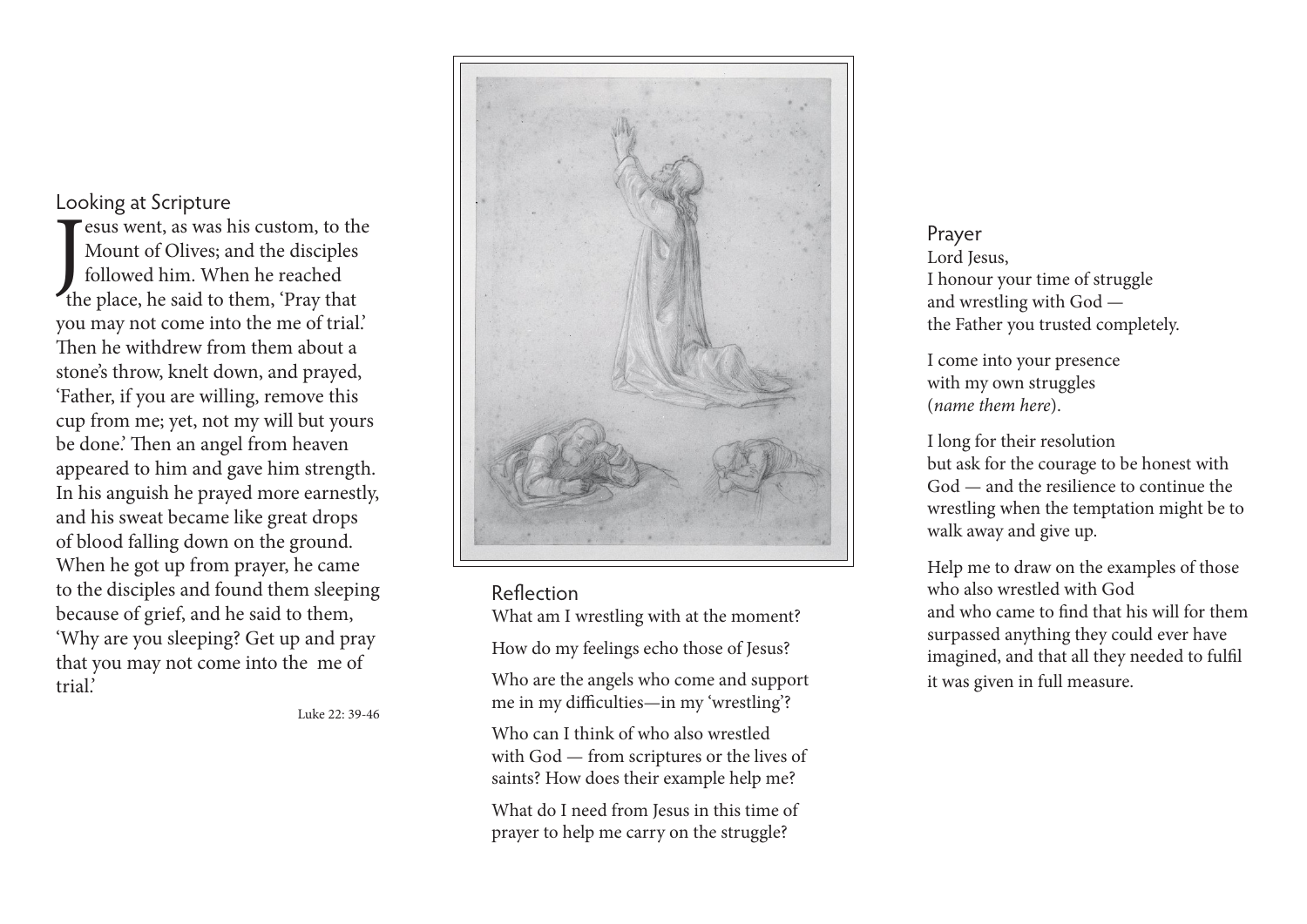## Looking at Scripture

Jesus went, as was his custom, to the Mount of Olives; and the disciples followed him. When he reached the place, he said to them, 'Pray that you may not come into the me of trial.' Then he withdrew from them about a stone's throw, knelt down, and prayed, 'Father, if you are willing, remove this cup from me; yet, not my will but yours be done.' Then an angel from heaven appeared to him and gave him strength. In his anguish he prayed more earnestly, and his sweat became like great drops of blood falling down on the ground. When he got up from prayer, he came to the disciples and found them sleeping because of grief, and he said to them, 'Why are you sleeping? Get up and pray that you may not come into the me of trial.'

Luke 22: 39-46

## Reflection

What am I wrestling with at the moment?

How do my feelings echo those of Jesus?

Who are the angels who come and support me in my difficulties—in my 'wrestling'?

Who can I think of who also wrestled with God — from scriptures or the lives of saints? How does their example help me?

What do I need from Jesus in this time of prayer to help me carry on the struggle?

## Prayer

Lord Jesus,
I honour your time of struggle
and wrestling with God —
the Father you trusted completely.

I come into your presence
with my own struggles
(*name them here*).

I long for their resolution
but ask for the courage to be honest with God — and the resilience to continue the wrestling when the temptation might be to walk away and give up.

Help me to draw on the examples of those who also wrestled with God
and who came to find that his will for them surpassed anything they could ever have imagined, and that all they needed to fulfil it was given in full measure.